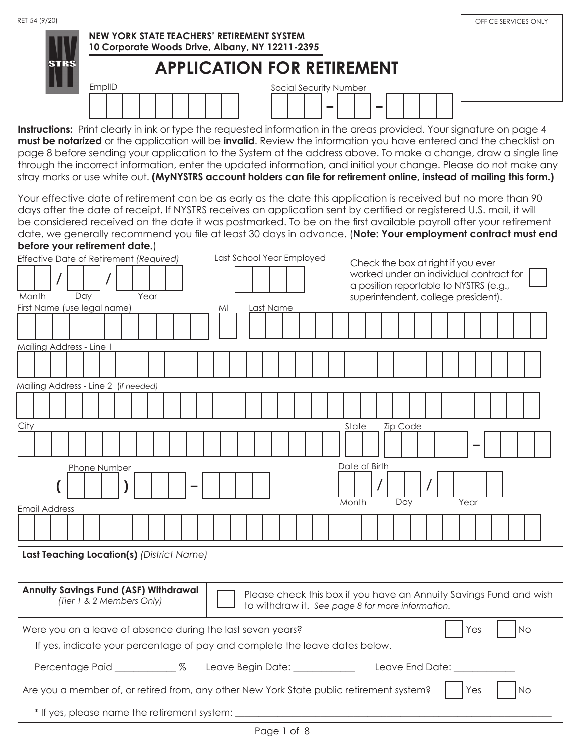RET-54 (9/20)

OFFICE SERVICES ONLY

**NEW YORK STATE TEACHERS' RETIREMENT SYSTEM**
**10 Corporate Woods Drive, Albany, NY 12211-2395**

# APPLICATION FOR RETIREMENT

EmplID ____________ Social Security Number ____ - ____ - ____

**Instructions:** Print clearly in ink or type the requested information in the areas provided. Your signature on page 4 **must be notarized** or the application will be **invalid**. Review the information you have entered and the checklist on page 8 before sending your application to the System at the address above. To make a change, draw a single line through the incorrect information, enter the updated information, and initial your change. Please do not make any stray marks or use white out. **(MyNYSTRS account holders can file for retirement online, instead of mailing this form.)**

Your effective date of retirement can be as early as the date this application is received but no more than 90 days after the date of receipt. If NYSTRS receives an application sent by certified or registered U.S. mail, it will be considered received on the date it was postmarked. To be on the first available payroll after your retirement date, we generally recommend you file at least 30 days in advance. (**Note: Your employment contract must end before your retirement date.**)

Effective Date of Retirement *(Required)* ____ / ____ / ____ (Month / Day / Year)

Last School Year Employed ____

Check the box at right if you ever worked under an individual contract for a position reportable to NYSTRS (e.g., superintendent, college president). ☐

First Name (use legal name) ____ MI ____ Last Name ____

Mailing Address - Line 1 ____

Mailing Address - Line 2 (*if needed)* ____

City ____ State ____ Zip Code ____ - ____

Phone Number ( ____ ) ____ - ____

Date of Birth ____ / ____ / ____ (Month / Day / Year)

Email Address ____

**Last Teaching Location(s)** *(District Name)* ____

**Annuity Savings Fund (ASF) Withdrawal** *(Tier 1 & 2 Members Only)* ☐ Please check this box if you have an Annuity Savings Fund and wish to withdraw it. *See page 8 for more information.*

Were you on a leave of absence during the last seven years? ☐ Yes ☐ No

If yes, indicate your percentage of pay and complete the leave dates below.

Percentage Paid ____________ % Leave Begin Date: ____________ Leave End Date: ____________

Are you a member of, or retired from, any other New York State public retirement system? ☐ Yes ☐ No

\* If yes, please name the retirement system: ____________________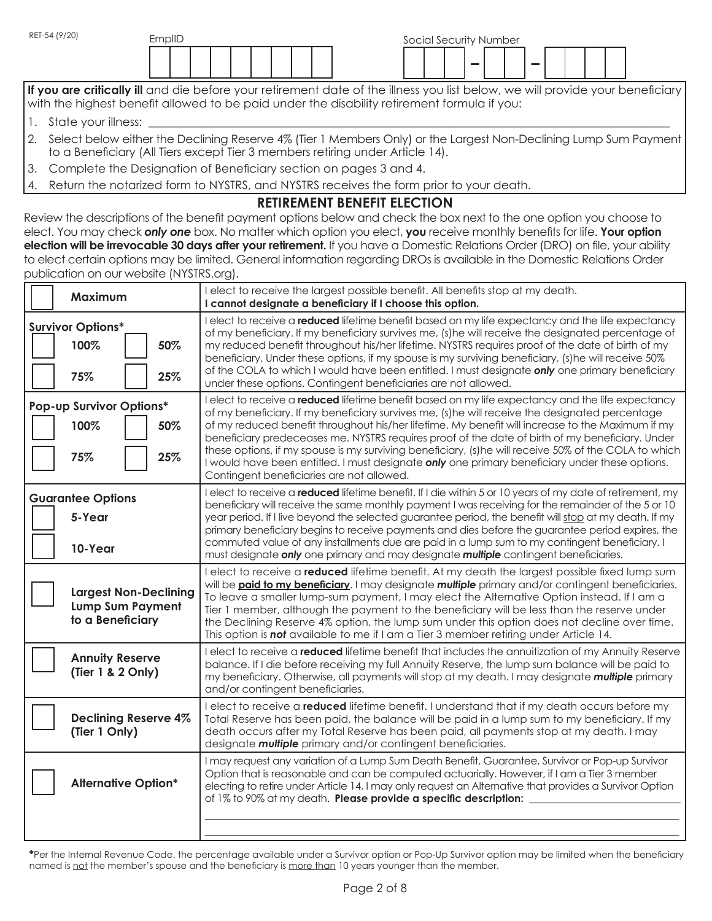RET-54 (9/20)

EmplID

Social Security Number

**If you are critically ill** and die before your retirement date of the illness you list below, we will provide your beneficiary with the highest benefit allowed to be paid under the disability retirement formula if you:

1. State your illness: \_\_\_\_\_\_\_\_\_\_\_\_\_\_\_\_\_\_\_\_\_\_\_\_\_\_\_\_\_\_\_\_\_\_\_\_\_\_
2. Select below either the Declining Reserve 4% (Tier 1 Members Only) or the Largest Non-Declining Lump Sum Payment to a Beneficiary (All Tiers except Tier 3 members retiring under Article 14).
3. Complete the Designation of Beneficiary section on pages 3 and 4.
4. Return the notarized form to NYSTRS, and NYSTRS receives the form prior to your death.

## RETIREMENT BENEFIT ELECTION

Review the descriptions of the benefit payment options below and check the box next to the one option you choose to elect. You may check ***only one*** box. No matter which option you elect, **you** receive monthly benefits for life. **Your option election will be irrevocable 30 days after your retirement.** If you have a Domestic Relations Order (DRO) on file, your ability to elect certain options may be limited. General information regarding DROs is available in the Domestic Relations Order publication on our website (NYSTRS.org).

| Option | Description |
|---|---|
| ☐ **Maximum** | I elect to receive the largest possible benefit. All benefits stop at my death. **I cannot designate a beneficiary if I choose this option.** |
| **Survivor Options\***<br>☐ **100%** ☐ **50%**<br>☐ **75%** ☐ **25%** | I elect to receive a **reduced** lifetime benefit based on my life expectancy and the life expectancy of my beneficiary. If my beneficiary survives me, (s)he will receive the designated percentage of my reduced benefit throughout his/her lifetime. NYSTRS requires proof of the date of birth of my beneficiary. Under these options, if my spouse is my surviving beneficiary, (s)he will receive 50% of the COLA to which I would have been entitled. I must designate ***only*** one primary beneficiary under these options. Contingent beneficiaries are not allowed. |
| **Pop-up Survivor Options\***<br>☐ **100%** ☐ **50%**<br>☐ **75%** ☐ **25%** | I elect to receive a **reduced** lifetime benefit based on my life expectancy and the life expectancy of my beneficiary. If my beneficiary survives me, (s)he will receive the designated percentage of my reduced benefit throughout his/her lifetime. My benefit will increase to the Maximum if my beneficiary predeceases me. NYSTRS requires proof of the date of birth of my beneficiary. Under these options, if my spouse is my surviving beneficiary, (s)he will receive 50% of the COLA to which I would have been entitled. I must designate ***only*** one primary beneficiary under these options. Contingent beneficiaries are not allowed. |
| **Guarantee Options**<br>☐ **5-Year**<br>☐ **10-Year** | I elect to receive a **reduced** lifetime benefit. If I die within 5 or 10 years of my date of retirement, my beneficiary will receive the same monthly payment I was receiving for the remainder of the 5 or 10 year period. If I live beyond the selected guarantee period, the benefit will stop at my death. If my primary beneficiary begins to receive payments and dies before the guarantee period expires, the commuted value of any installments due are paid in a lump sum to my contingent beneficiary. I must designate ***only*** one primary and may designate ***multiple*** contingent beneficiaries. |
| ☐ **Largest Non-Declining Lump Sum Payment to a Beneficiary** | I elect to receive a **reduced** lifetime benefit. At my death the largest possible fixed lump sum will be **paid to my beneficiary**. I may designate ***multiple*** primary and/or contingent beneficiaries. To leave a smaller lump-sum payment, I may elect the Alternative Option instead. If I am a Tier 1 member, although the payment to the beneficiary will be less than the reserve under the Declining Reserve 4% option, the lump sum under this option does not decline over time. This option is ***not*** available to me if I am a Tier 3 member retiring under Article 14. |
| ☐ **Annuity Reserve (Tier 1 & 2 Only)** | I elect to receive a **reduced** lifetime benefit that includes the annuitization of my Annuity Reserve balance. If I die before receiving my full Annuity Reserve, the lump sum balance will be paid to my beneficiary. Otherwise, all payments will stop at my death. I may designate ***multiple*** primary and/or contingent beneficiaries. |
| ☐ **Declining Reserve 4% (Tier 1 Only)** | I elect to receive a **reduced** lifetime benefit. I understand that if my death occurs before my Total Reserve has been paid, the balance will be paid in a lump sum to my beneficiary. If my death occurs after my Total Reserve has been paid, all payments stop at my death. I may designate ***multiple*** primary and/or contingent beneficiaries. |
| ☐ **Alternative Option\*** | I may request any variation of a Lump Sum Death Benefit, Guarantee, Survivor or Pop-up Survivor Option that is reasonable and can be computed actuarially. However, if I am a Tier 3 member electing to retire under Article 14, I may only request an Alternative that provides a Survivor Option of 1% to 90% at my death. **Please provide a specific description:** \_\_\_\_\_\_\_\_\_\_\_\_\_\_\_\_\_\_\_\_ |

**\***Per the Internal Revenue Code, the percentage available under a Survivor option or Pop-Up Survivor option may be limited when the beneficiary named is not the member's spouse and the beneficiary is more than 10 years younger than the member.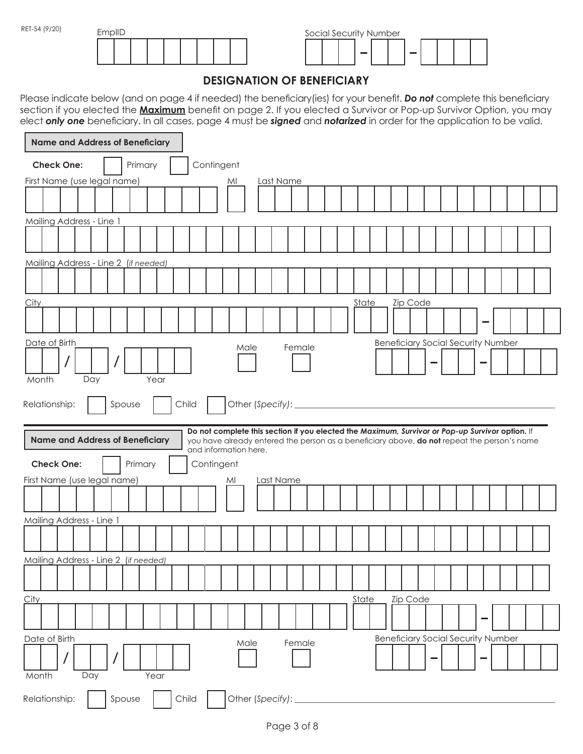RET-54 (9/20)

EmplID

Social Security Number ___ – __ – ____

## DESIGNATION OF BENEFICIARY

Please indicate below (and on page 4 if needed) the beneficiary(ies) for your benefit. ***Do not*** complete this beneficiary section if you elected the **Maximum** benefit on page 2. If you elected a Survivor or Pop-up Survivor Option, you may elect ***only one*** beneficiary. In all cases, page 4 must be ***signed*** and ***notarized*** in order for the application to be valid.

**Name and Address of Beneficiary**

**Check One:** ☐ Primary ☐ Contingent

First Name (use legal name) MI Last Name

Mailing Address - Line 1

Mailing Address - Line 2 (*if needed*)

City State Zip Code

Date of Birth __ / __ / ____
Month Day Year

Male ☐ Female ☐

Beneficiary Social Security Number ___ – __ – ____

Relationship: ☐ Spouse ☐ Child ☐ Other (*Specify*): ____________________

**Name and Address of Beneficiary**

**Do not complete this section if you elected the *Maximum, Survivor or Pop-up Survivor* option.** If you have already entered the person as a beneficiary above, **do not** repeat the person's name and information here.

**Check One:** ☐ Primary ☐ Contingent

First Name (use legal name) MI Last Name

Mailing Address - Line 1

Mailing Address - Line 2 (*if needed*)

City State Zip Code

Date of Birth __ / __ / ____
Month Day Year

Male ☐ Female ☐

Beneficiary Social Security Number ___ – __ – ____

Relationship: ☐ Spouse ☐ Child ☐ Other (*Specify*): ____________________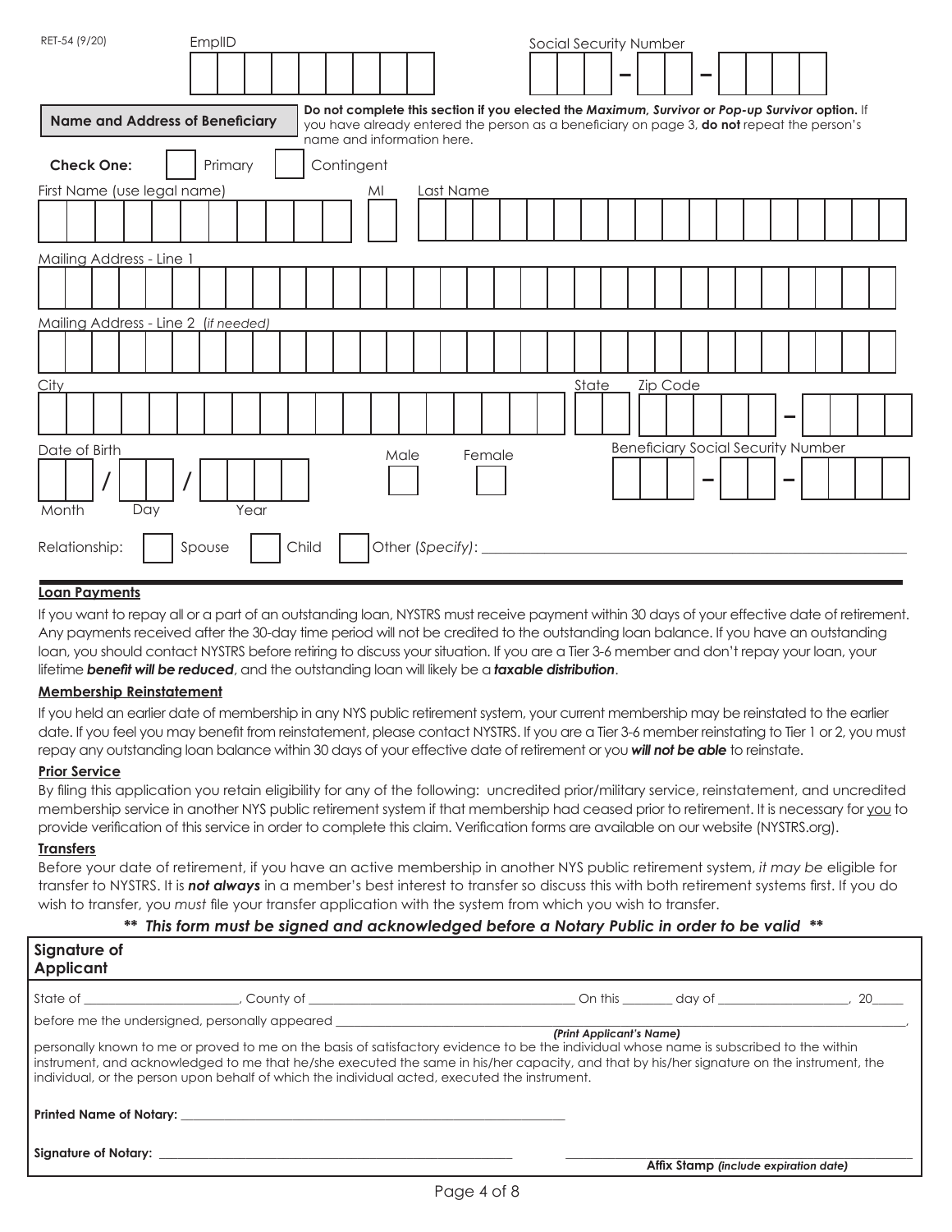RET-54 (9/20)

EmplID

Social Security Number

**Name and Address of Beneficiary**

**Do not complete this section if you elected the *Maximum, Survivor or Pop-up Survivor* option.** If you have already entered the person as a beneficiary on page 3, **do not** repeat the person's name and information here.

**Check One:** ☐ Primary ☐ Contingent

First Name (use legal name) MI Last Name

Mailing Address - Line 1

Mailing Address - Line 2 (*if needed*)

City State Zip Code

Date of Birth ___ / ___ / ___ (Month Day Year)

Male ☐ Female ☐

Beneficiary Social Security Number

Relationship: ☐ Spouse ☐ Child ☐ Other (*Specify*): ____________________

#### Loan Payments

If you want to repay all or a part of an outstanding loan, NYSTRS must receive payment within 30 days of your effective date of retirement. Any payments received after the 30-day time period will not be credited to the outstanding loan balance. If you have an outstanding loan, you should contact NYSTRS before retiring to discuss your situation. If you are a Tier 3-6 member and don't repay your loan, your lifetime ***benefit will be reduced***, and the outstanding loan will likely be a ***taxable distribution***.

#### Membership Reinstatement

If you held an earlier date of membership in any NYS public retirement system, your current membership may be reinstated to the earlier date. If you feel you may benefit from reinstatement, please contact NYSTRS. If you are a Tier 3-6 member reinstating to Tier 1 or 2, you must repay any outstanding loan balance within 30 days of your effective date of retirement or you ***will not be able*** to reinstate.

#### Prior Service

By filing this application you retain eligibility for any of the following: uncredited prior/military service, reinstatement, and uncredited membership service in another NYS public retirement system if that membership had ceased prior to retirement. It is necessary for you to provide verification of this service in order to complete this claim. Verification forms are available on our website (NYSTRS.org).

#### Transfers

Before your date of retirement, if you have an active membership in another NYS public retirement system, *it may be* eligible for transfer to NYSTRS. It is ***not always*** in a member's best interest to transfer so discuss this with both retirement systems first. If you do wish to transfer, you *must* file your transfer application with the system from which you wish to transfer.

***\*\* This form must be signed and acknowledged before a Notary Public in order to be valid \*\****

**Signature of Applicant**

State of ____________________, County of ____________________ On this ______ day of ________________, 20____

before me the undersigned, personally appeared ______________________________________________,
*(Print Applicant's Name)*

personally known to me or proved to me on the basis of satisfactory evidence to be the individual whose name is subscribed to the within instrument, and acknowledged to me that he/she executed the same in his/her capacity, and that by his/her signature on the instrument, the individual, or the person upon behalf of which the individual acted, executed the instrument.

**Printed Name of Notary:** ______________________________

**Signature of Notary:** ______________________________

**Affix Stamp** *(include expiration date)*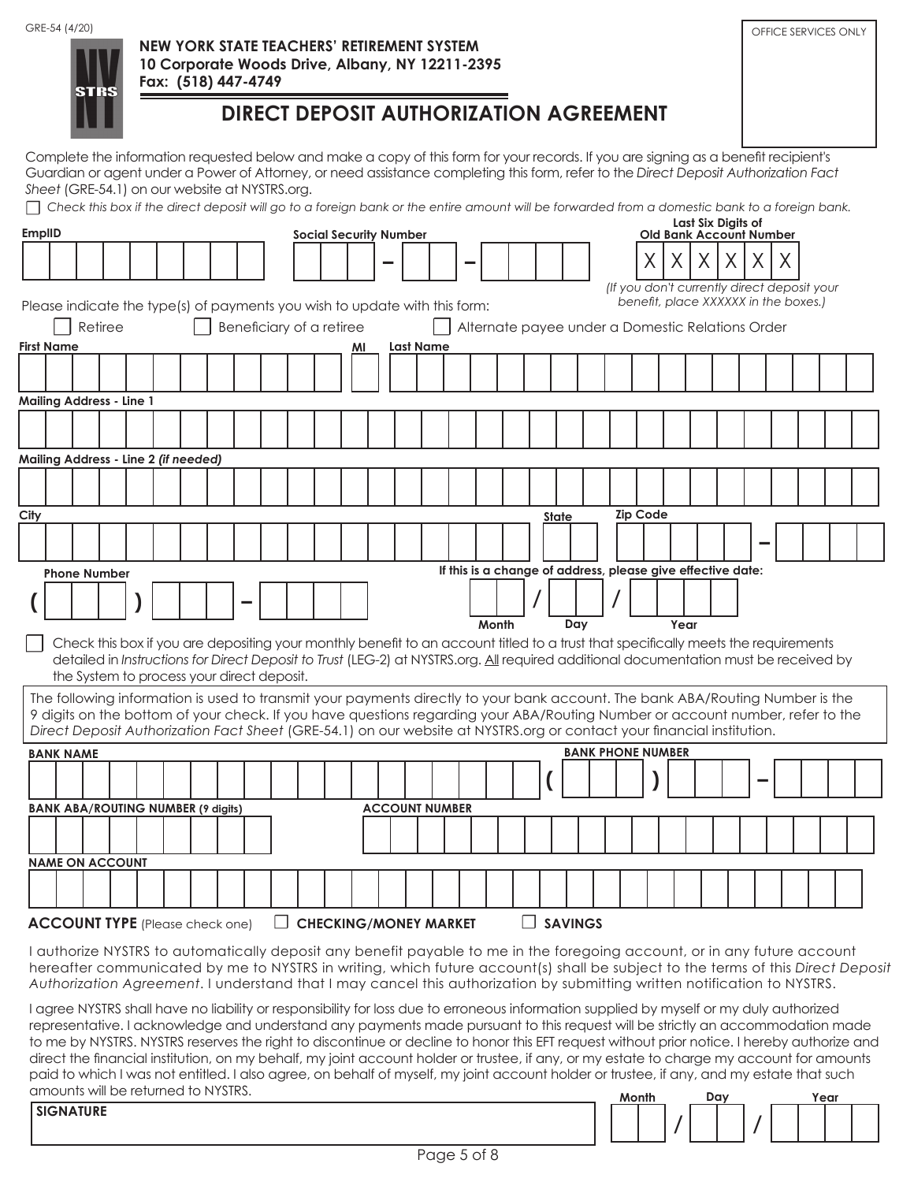GRE-54 (4/20)

OFFICE SERVICES ONLY

**NEW YORK STATE TEACHERS' RETIREMENT SYSTEM**
**10 Corporate Woods Drive, Albany, NY 12211-2395**
**Fax: (518) 447-4749**

# DIRECT DEPOSIT AUTHORIZATION AGREEMENT

Complete the information requested below and make a copy of this form for your records. If you are signing as a benefit recipient's Guardian or agent under a Power of Attorney, or need assistance completing this form, refer to the *Direct Deposit Authorization Fact Sheet* (GRE-54.1) on our website at NYSTRS.org.

☐ *Check this box if the direct deposit will go to a foreign bank or the entire amount will be forwarded from a domestic bank to a foreign bank.*

**EmplID** ____________ **Social Security Number** ___ – __ – ____ **Last Six Digits of Old Bank Account Number** X X X X X X

*(If you don't currently direct deposit your benefit, place XXXXXX in the boxes.)*

Please indicate the type(s) of payments you wish to update with this form:

☐ Retiree ☐ Beneficiary of a retiree ☐ Alternate payee under a Domestic Relations Order

**First Name** ____________ **MI** __ **Last Name** ____________

**Mailing Address - Line 1** ____________

**Mailing Address - Line 2** ***(if needed)*** ____________

**City** ____________ **State** __ **Zip Code** _____ – ____

**Phone Number** ( ___ ) ___ – ____

**If this is a change of address, please give effective date:** __ / __ / ____ (Month / Day / Year)

☐ Check this box if you are depositing your monthly benefit to an account titled to a trust that specifically meets the requirements detailed in *Instructions for Direct Deposit to Trust* (LEG-2) at NYSTRS.org. All required additional documentation must be received by the System to process your direct deposit.

The following information is used to transmit your payments directly to your bank account. The bank ABA/Routing Number is the 9 digits on the bottom of your check. If you have questions regarding your ABA/Routing Number or account number, refer to the *Direct Deposit Authorization Fact Sheet* (GRE-54.1) on our website at NYSTRS.org or contact your financial institution.

**BANK NAME** ____________ **BANK PHONE NUMBER** ( ___ ) ___ – ____

**BANK ABA/ROUTING NUMBER (9 digits)** ____________ **ACCOUNT NUMBER** ____________

**NAME ON ACCOUNT** ____________

**ACCOUNT TYPE** (Please check one) ☐ **CHECKING/MONEY MARKET** ☐ **SAVINGS**

I authorize NYSTRS to automatically deposit any benefit payable to me in the foregoing account, or in any future account hereafter communicated by me to NYSTRS in writing, which future account(s) shall be subject to the terms of this *Direct Deposit Authorization Agreement*. I understand that I may cancel this authorization by submitting written notification to NYSTRS.

I agree NYSTRS shall have no liability or responsibility for loss due to erroneous information supplied by myself or my duly authorized representative. I acknowledge and understand any payments made pursuant to this request will be strictly an accommodation made to me by NYSTRS. NYSTRS reserves the right to discontinue or decline to honor this EFT request without prior notice. I hereby authorize and direct the financial institution, on my behalf, my joint account holder or trustee, if any, or my estate to charge my account for amounts paid to which I was not entitled. I also agree, on behalf of myself, my joint account holder or trustee, if any, and my estate that such amounts will be returned to NYSTRS.

**SIGNATURE** ____________ __ / __ / ____ (Month / Day / Year)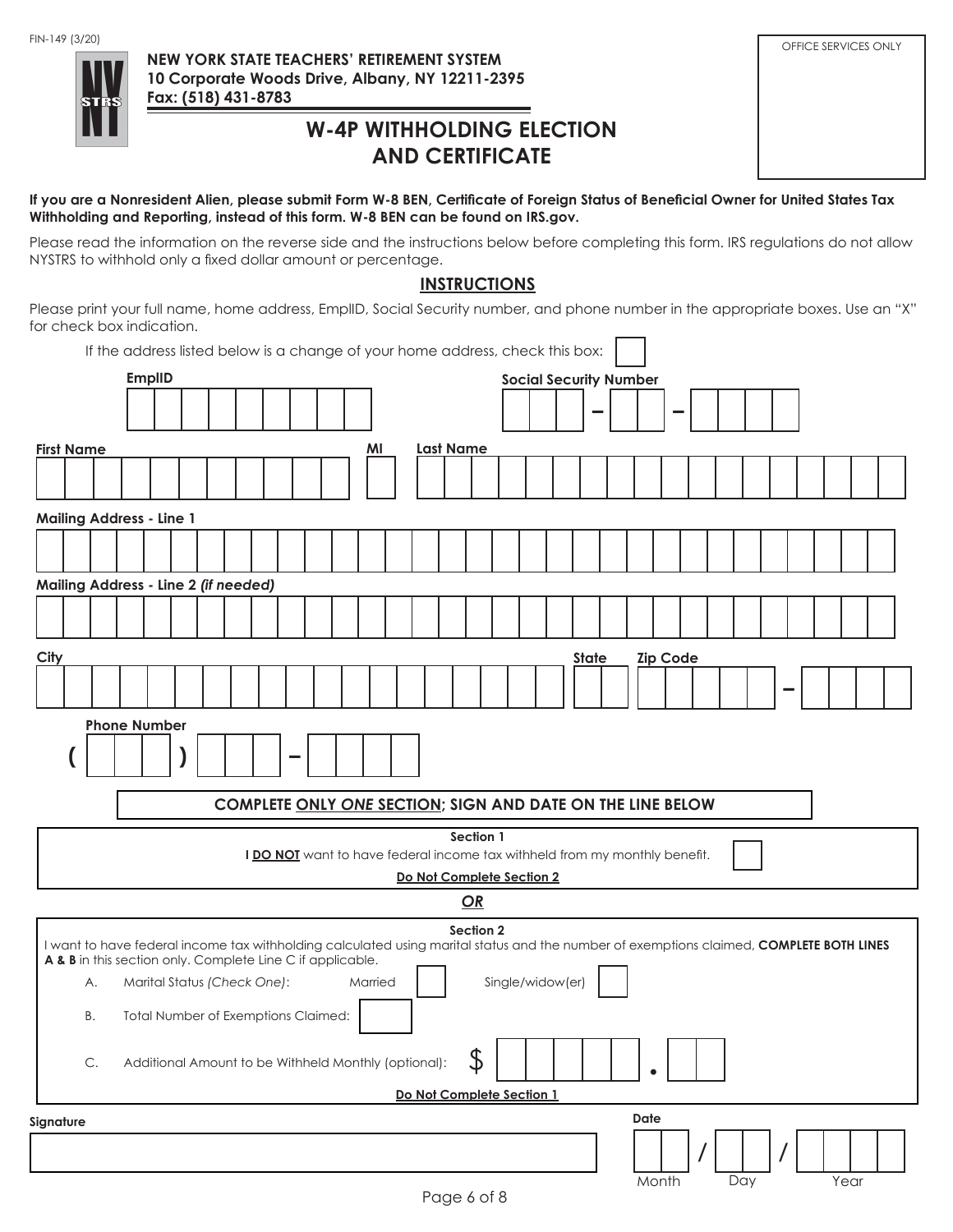FIN-149 (3/20)

**NEW YORK STATE TEACHERS' RETIREMENT SYSTEM**
**10 Corporate Woods Drive, Albany, NY 12211-2395**
**Fax: (518) 431-8783**

OFFICE SERVICES ONLY

# W-4P WITHHOLDING ELECTION AND CERTIFICATE

**If you are a Nonresident Alien, please submit Form W-8 BEN, Certificate of Foreign Status of Beneficial Owner for United States Tax Withholding and Reporting, instead of this form. W-8 BEN can be found on IRS.gov.**

Please read the information on the reverse side and the instructions below before completing this form. IRS regulations do not allow NYSTRS to withhold only a fixed dollar amount or percentage.

## INSTRUCTIONS

Please print your full name, home address, EmplID, Social Security number, and phone number in the appropriate boxes. Use an "X" for check box indication.

If the address listed below is a change of your home address, check this box: ☐

**EmplID** ________________

**Social Security Number** ___ – __ – ____

**First Name** ________________ **MI** __ **Last Name** ________________

**Mailing Address - Line 1** ________________

**Mailing Address - Line 2** ***(if needed)*** ________________

**City** ________________ **State** __ **Zip Code** _____ – ____

**Phone Number** ( ___ ) ___ – ____

**COMPLETE ONLY *ONE* SECTION; SIGN AND DATE ON THE LINE BELOW**

**Section 1**

I **DO NOT** want to have federal income tax withheld from my monthly benefit. ☐

**Do Not Complete Section 2**

***OR***

**Section 2**

I want to have federal income tax withholding calculated using marital status and the number of exemptions claimed, **COMPLETE BOTH LINES A & B** in this section only. Complete Line C if applicable.

A. Marital Status *(Check One)*: Married ☐ Single/widow(er) ☐

B. Total Number of Exemptions Claimed: ☐

C. Additional Amount to be Withheld Monthly (optional): $ ______ . __

**Do Not Complete Section 1**

**Signature** ________________

**Date** __ / __ / ____
Month Day Year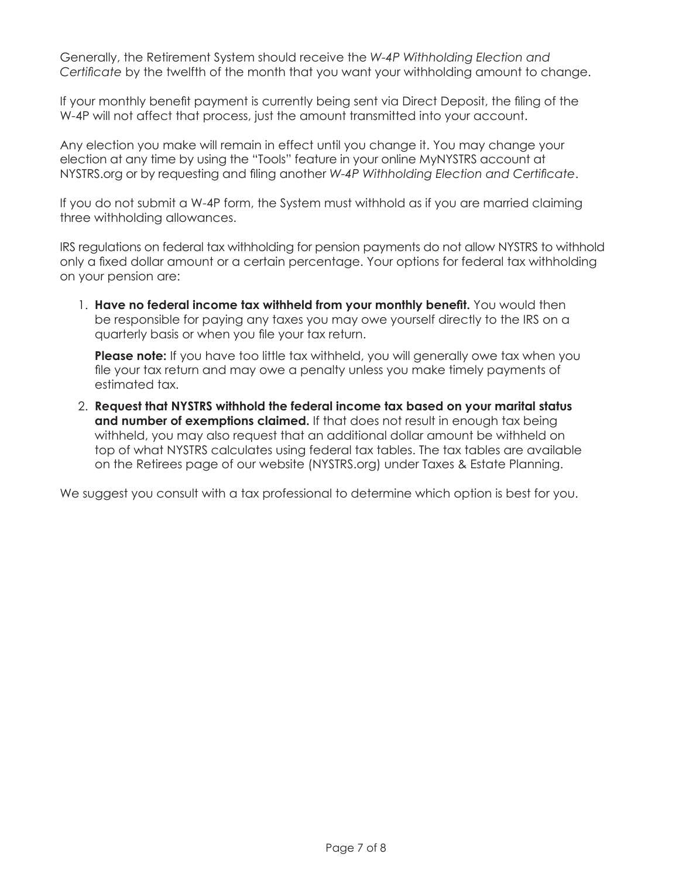Generally, the Retirement System should receive the *W-4P Withholding Election and Certificate* by the twelfth of the month that you want your withholding amount to change.

If your monthly benefit payment is currently being sent via Direct Deposit, the filing of the W-4P will not affect that process, just the amount transmitted into your account.

Any election you make will remain in effect until you change it. You may change your election at any time by using the "Tools" feature in your online MyNYSTRS account at NYSTRS.org or by requesting and filing another *W-4P Withholding Election and Certificate*.

If you do not submit a W-4P form, the System must withhold as if you are married claiming three withholding allowances.

IRS regulations on federal tax withholding for pension payments do not allow NYSTRS to withhold only a fixed dollar amount or a certain percentage. Your options for federal tax withholding on your pension are:

1. **Have no federal income tax withheld from your monthly benefit.** You would then be responsible for paying any taxes you may owe yourself directly to the IRS on a quarterly basis or when you file your tax return.

   **Please note:** If you have too little tax withheld, you will generally owe tax when you file your tax return and may owe a penalty unless you make timely payments of estimated tax.

2. **Request that NYSTRS withhold the federal income tax based on your marital status and number of exemptions claimed.** If that does not result in enough tax being withheld, you may also request that an additional dollar amount be withheld on top of what NYSTRS calculates using federal tax tables. The tax tables are available on the Retirees page of our website (NYSTRS.org) under Taxes & Estate Planning.

We suggest you consult with a tax professional to determine which option is best for you.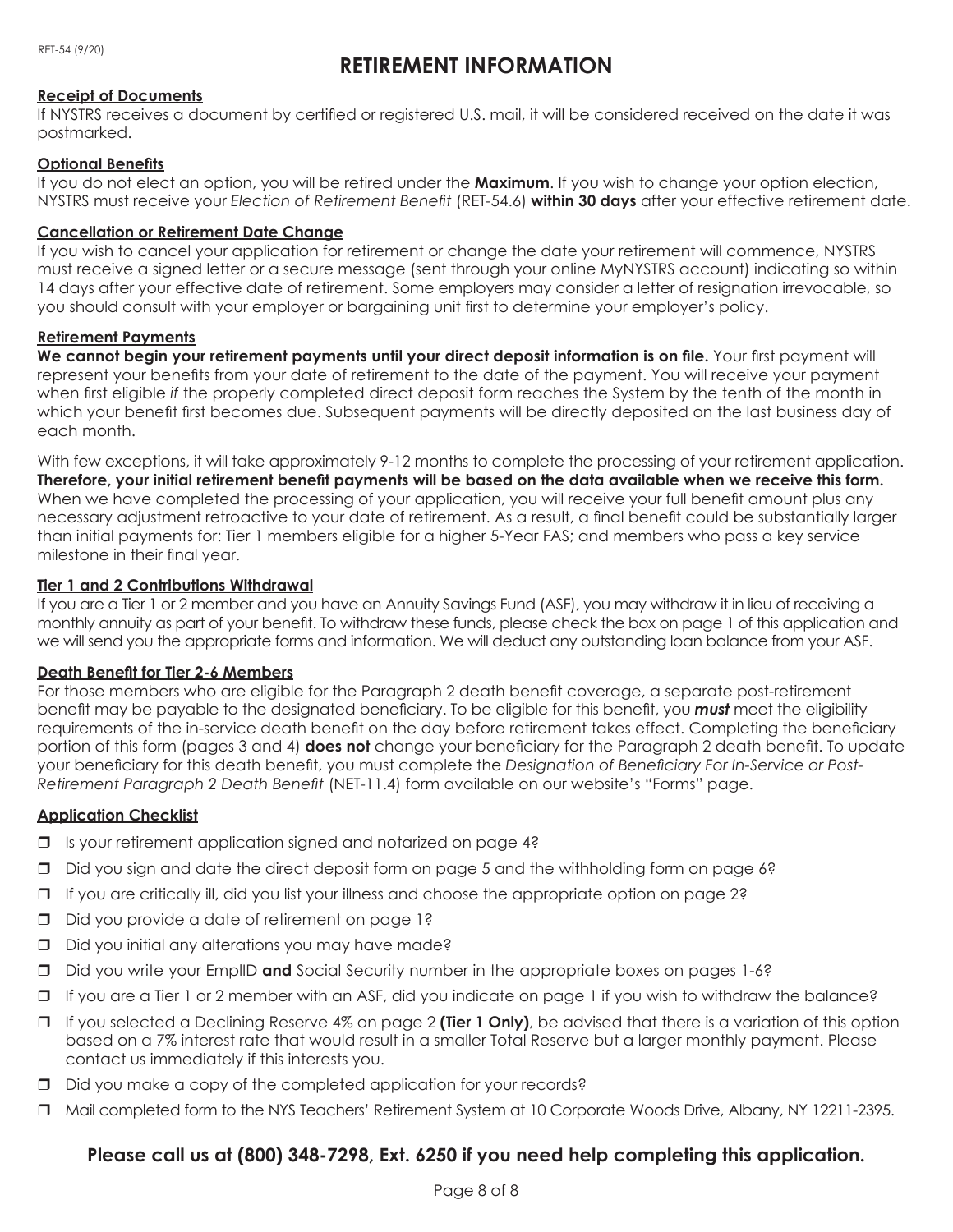RET-54 (9/20)

# RETIREMENT INFORMATION

**Receipt of Documents**

If NYSTRS receives a document by certified or registered U.S. mail, it will be considered received on the date it was postmarked.

**Optional Benefits**

If you do not elect an option, you will be retired under the **Maximum**. If you wish to change your option election, NYSTRS must receive your *Election of Retirement Benefit* (RET-54.6) **within 30 days** after your effective retirement date.

**Cancellation or Retirement Date Change**

If you wish to cancel your application for retirement or change the date your retirement will commence, NYSTRS must receive a signed letter or a secure message (sent through your online MyNYSTRS account) indicating so within 14 days after your effective date of retirement. Some employers may consider a letter of resignation irrevocable, so you should consult with your employer or bargaining unit first to determine your employer's policy.

**Retirement Payments**

**We cannot begin your retirement payments until your direct deposit information is on file.** Your first payment will represent your benefits from your date of retirement to the date of the payment. You will receive your payment when first eligible *if* the properly completed direct deposit form reaches the System by the tenth of the month in which your benefit first becomes due. Subsequent payments will be directly deposited on the last business day of each month.

With few exceptions, it will take approximately 9-12 months to complete the processing of your retirement application. **Therefore, your initial retirement benefit payments will be based on the data available when we receive this form.** When we have completed the processing of your application, you will receive your full benefit amount plus any necessary adjustment retroactive to your date of retirement. As a result, a final benefit could be substantially larger than initial payments for: Tier 1 members eligible for a higher 5-Year FAS; and members who pass a key service milestone in their final year.

**Tier 1 and 2 Contributions Withdrawal**

If you are a Tier 1 or 2 member and you have an Annuity Savings Fund (ASF), you may withdraw it in lieu of receiving a monthly annuity as part of your benefit. To withdraw these funds, please check the box on page 1 of this application and we will send you the appropriate forms and information. We will deduct any outstanding loan balance from your ASF.

**Death Benefit for Tier 2-6 Members**

For those members who are eligible for the Paragraph 2 death benefit coverage, a separate post-retirement benefit may be payable to the designated beneficiary. To be eligible for this benefit, you ***must*** meet the eligibility requirements of the in-service death benefit on the day before retirement takes effect. Completing the beneficiary portion of this form (pages 3 and 4) **does not** change your beneficiary for the Paragraph 2 death benefit. To update your beneficiary for this death benefit, you must complete the *Designation of Beneficiary For In-Service or Post-Retirement Paragraph 2 Death Benefit* (NET-11.4) form available on our website's "Forms" page.

**Application Checklist**

- ☐ Is your retirement application signed and notarized on page 4?
- ☐ Did you sign and date the direct deposit form on page 5 and the withholding form on page 6?
- ☐ If you are critically ill, did you list your illness and choose the appropriate option on page 2?
- ☐ Did you provide a date of retirement on page 1?
- ☐ Did you initial any alterations you may have made?
- ☐ Did you write your EmplID **and** Social Security number in the appropriate boxes on pages 1-6?
- ☐ If you are a Tier 1 or 2 member with an ASF, did you indicate on page 1 if you wish to withdraw the balance?
- ☐ If you selected a Declining Reserve 4% on page 2 **(Tier 1 Only)**, be advised that there is a variation of this option based on a 7% interest rate that would result in a smaller Total Reserve but a larger monthly payment. Please contact us immediately if this interests you.
- ☐ Did you make a copy of the completed application for your records?
- ☐ Mail completed form to the NYS Teachers' Retirement System at 10 Corporate Woods Drive, Albany, NY 12211-2395.

**Please call us at (800) 348-7298, Ext. 6250 if you need help completing this application.**